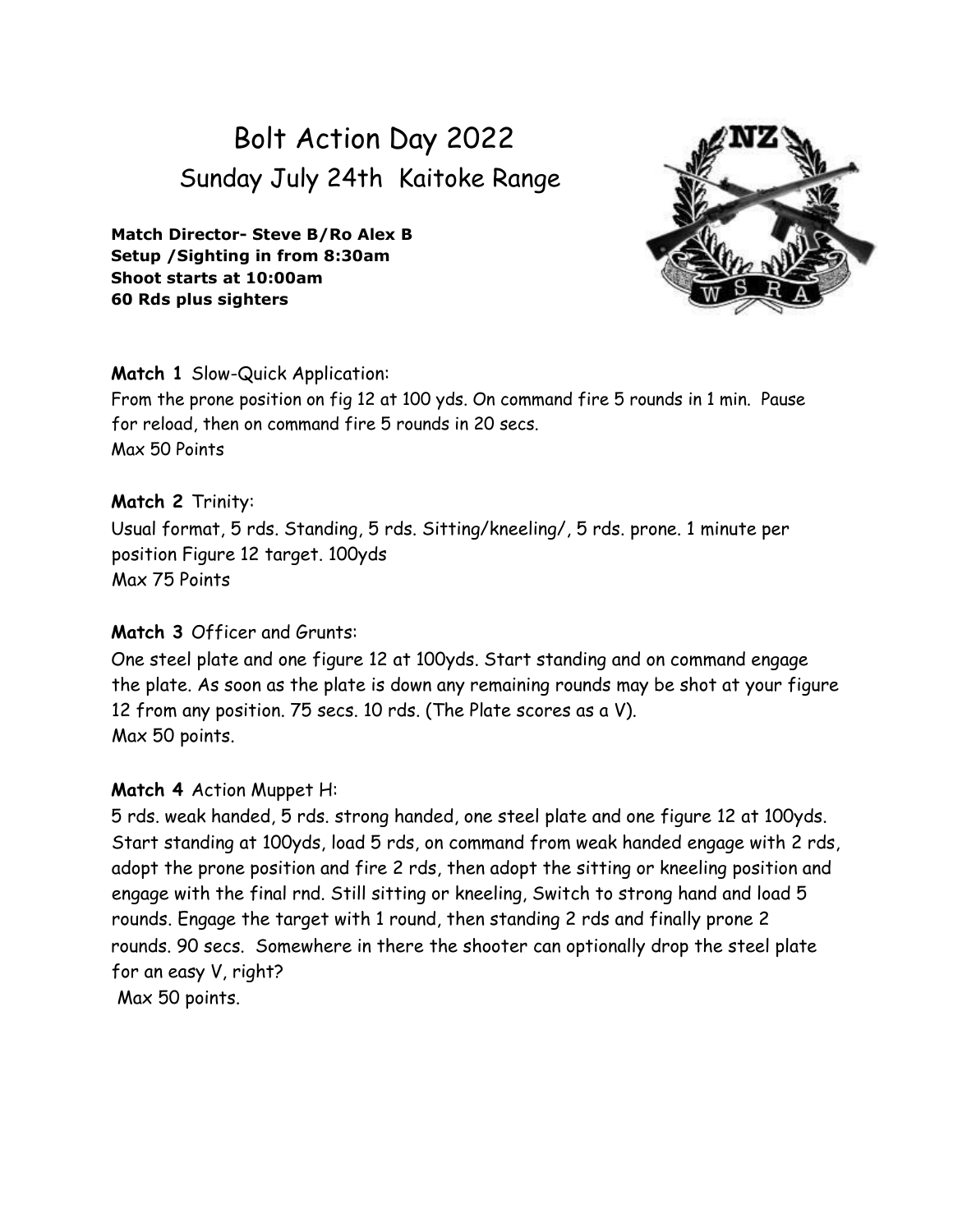# Bolt Action Day 2022

## Sunday July 24th Kaitoke Range

**Match Director- Steve B/Ro Alex B**
**Setup /Sighting in from 8:30am**
**Shoot starts at 10:00am**
**60 Rds plus sighters**

**Match 1** Slow-Quick Application:
From the prone position on fig 12 at 100 yds. On command fire 5 rounds in 1 min. Pause for reload, then on command fire 5 rounds in 20 secs.
Max 50 Points

**Match 2** Trinity:
Usual format, 5 rds. Standing, 5 rds. Sitting/kneeling/, 5 rds. prone. 1 minute per position Figure 12 target. 100yds
Max 75 Points

**Match 3** Officer and Grunts:
One steel plate and one figure 12 at 100yds. Start standing and on command engage the plate. As soon as the plate is down any remaining rounds may be shot at your figure 12 from any position. 75 secs. 10 rds. (The Plate scores as a V).
Max 50 points.

**Match 4** Action Muppet H:
5 rds. weak handed, 5 rds. strong handed, one steel plate and one figure 12 at 100yds. Start standing at 100yds, load 5 rds, on command from weak handed engage with 2 rds, adopt the prone position and fire 2 rds, then adopt the sitting or kneeling position and engage with the final rnd. Still sitting or kneeling, Switch to strong hand and load 5 rounds. Engage the target with 1 round, then standing 2 rds and finally prone 2 rounds. 90 secs. Somewhere in there the shooter can optionally drop the steel plate for an easy V, right?
Max 50 points.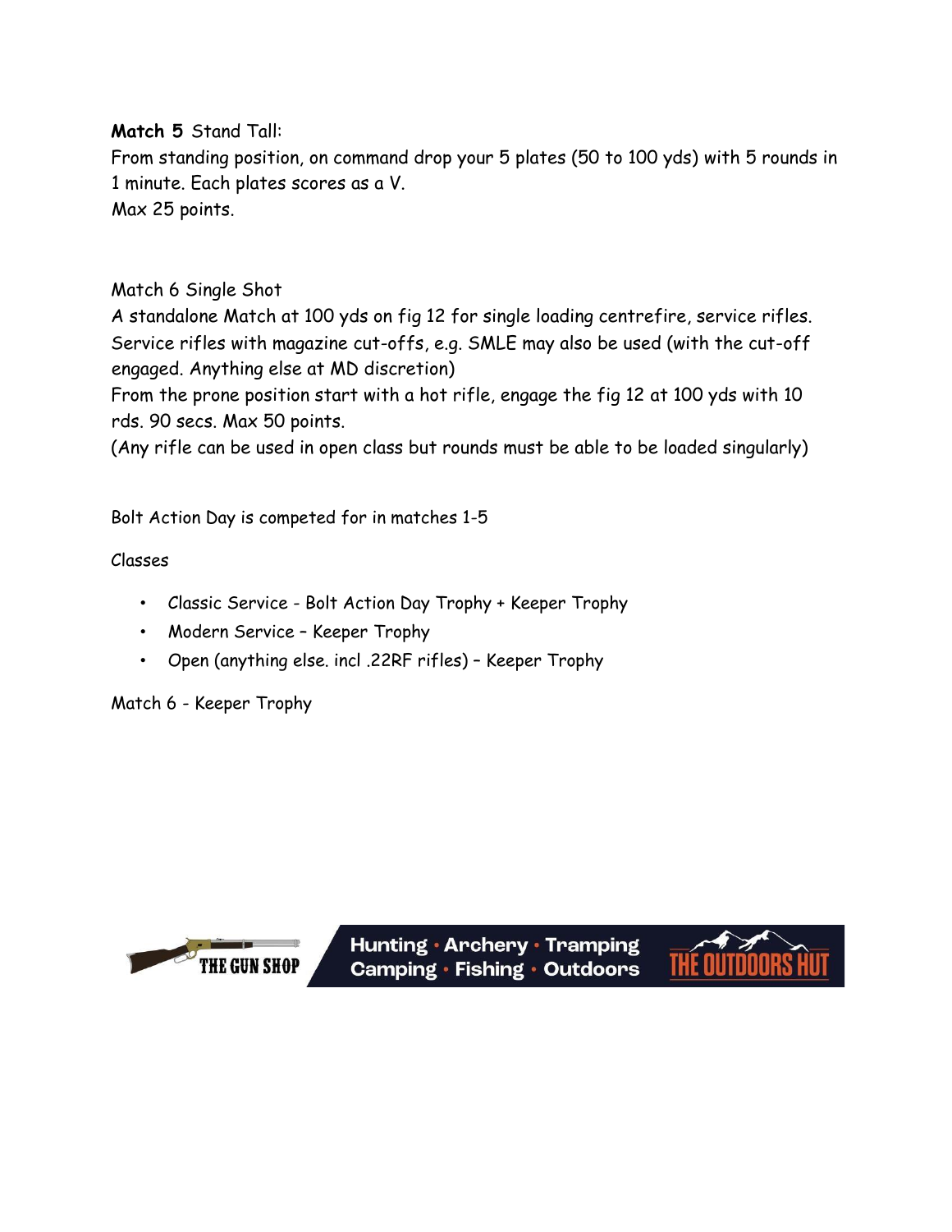**Match 5** Stand Tall:
From standing position, on command drop your 5 plates (50 to 100 yds) with 5 rounds in 1 minute. Each plates scores as a V.
Max 25 points.

Match 6 Single Shot
A standalone Match at 100 yds on fig 12 for single loading centrefire, service rifles. Service rifles with magazine cut-offs, e.g. SMLE may also be used (with the cut-off engaged. Anything else at MD discretion)
From the prone position start with a hot rifle, engage the fig 12 at 100 yds with 10 rds. 90 secs. Max 50 points.
(Any rifle can be used in open class but rounds must be able to be loaded singularly)

Bolt Action Day is competed for in matches 1-5

Classes

- Classic Service - Bolt Action Day Trophy + Keeper Trophy
- Modern Service – Keeper Trophy
- Open (anything else. incl .22RF rifles) – Keeper Trophy

Match 6 - Keeper Trophy

THE GUN SHOP

Hunting · Archery · Tramping
Camping · Fishing · Outdoors

THE OUTDOORS HUT